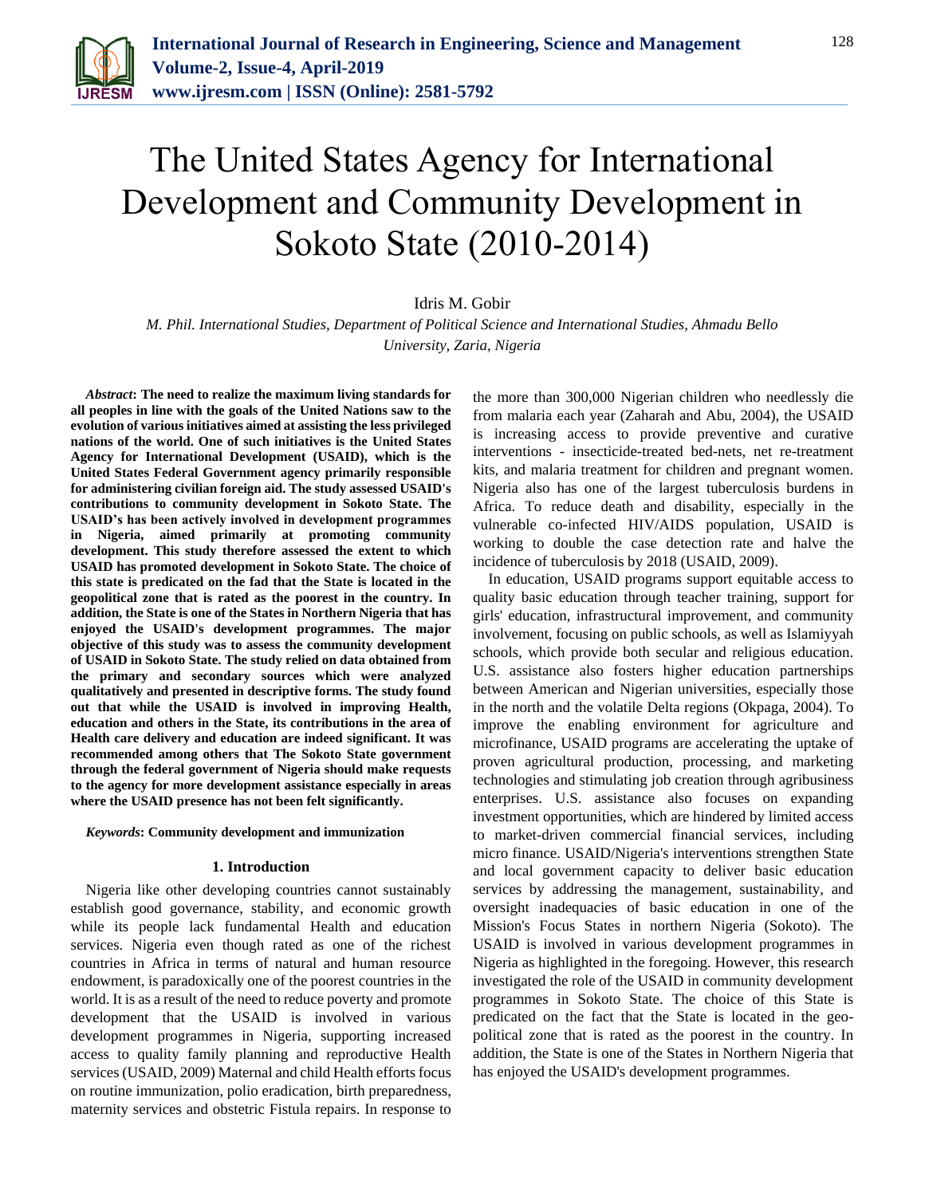# The United States Agency for International Development and Community Development in Sokoto State (2010-2014)

Idris M. Gobir

*M. Phil. International Studies, Department of Political Science and International Studies, Ahmadu Bello University, Zaria, Nigeria*

***Abstract*: The need to realize the maximum living standards for all peoples in line with the goals of the United Nations saw to the evolution of various initiatives aimed at assisting the less privileged nations of the world. One of such initiatives is the United States Agency for International Development (USAID), which is the United States Federal Government agency primarily responsible for administering civilian foreign aid. The study assessed USAID's contributions to community development in Sokoto State. The USAID's has been actively involved in development programmes in Nigeria, aimed primarily at promoting community development. This study therefore assessed the extent to which USAID has promoted development in Sokoto State. The choice of this state is predicated on the fad that the State is located in the geopolitical zone that is rated as the poorest in the country. In addition, the State is one of the States in Northern Nigeria that has enjoyed the USAID's development programmes. The major objective of this study was to assess the community development of USAID in Sokoto State. The study relied on data obtained from the primary and secondary sources which were analyzed qualitatively and presented in descriptive forms. The study found out that while the USAID is involved in improving Health, education and others in the State, its contributions in the area of Health care delivery and education are indeed significant. It was recommended among others that The Sokoto State government through the federal government of Nigeria should make requests to the agency for more development assistance especially in areas where the USAID presence has not been felt significantly.**

***Keywords*: Community development and immunization**

## 1. Introduction

Nigeria like other developing countries cannot sustainably establish good governance, stability, and economic growth while its people lack fundamental Health and education services. Nigeria even though rated as one of the richest countries in Africa in terms of natural and human resource endowment, is paradoxically one of the poorest countries in the world. It is as a result of the need to reduce poverty and promote development that the USAID is involved in various development programmes in Nigeria, supporting increased access to quality family planning and reproductive Health services (USAID, 2009) Maternal and child Health efforts focus on routine immunization, polio eradication, birth preparedness, maternity services and obstetric Fistula repairs. In response to the more than 300,000 Nigerian children who needlessly die from malaria each year (Zaharah and Abu, 2004), the USAID is increasing access to provide preventive and curative interventions - insecticide-treated bed-nets, net re-treatment kits, and malaria treatment for children and pregnant women. Nigeria also has one of the largest tuberculosis burdens in Africa. To reduce death and disability, especially in the vulnerable co-infected HIV/AIDS population, USAID is working to double the case detection rate and halve the incidence of tuberculosis by 2018 (USAID, 2009).

In education, USAID programs support equitable access to quality basic education through teacher training, support for girls' education, infrastructural improvement, and community involvement, focusing on public schools, as well as Islamiyyah schools, which provide both secular and religious education. U.S. assistance also fosters higher education partnerships between American and Nigerian universities, especially those in the north and the volatile Delta regions (Okpaga, 2004). To improve the enabling environment for agriculture and microfinance, USAID programs are accelerating the uptake of proven agricultural production, processing, and marketing technologies and stimulating job creation through agribusiness enterprises. U.S. assistance also focuses on expanding investment opportunities, which are hindered by limited access to market-driven commercial financial services, including micro finance. USAID/Nigeria's interventions strengthen State and local government capacity to deliver basic education services by addressing the management, sustainability, and oversight inadequacies of basic education in one of the Mission's Focus States in northern Nigeria (Sokoto). The USAID is involved in various development programmes in Nigeria as highlighted in the foregoing. However, this research investigated the role of the USAID in community development programmes in Sokoto State. The choice of this State is predicated on the fact that the State is located in the geo-political zone that is rated as the poorest in the country. In addition, the State is one of the States in Northern Nigeria that has enjoyed the USAID's development programmes.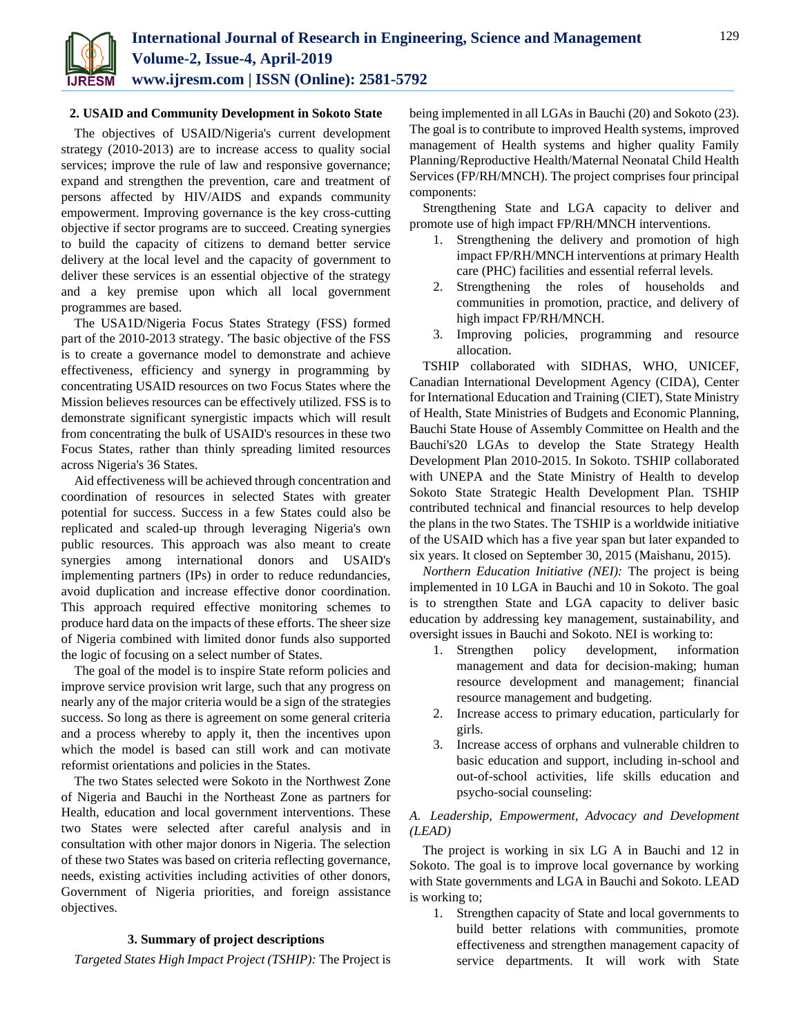## 2. USAID and Community Development in Sokoto State

The objectives of USAID/Nigeria's current development strategy (2010-2013) are to increase access to quality social services; improve the rule of law and responsive governance; expand and strengthen the prevention, care and treatment of persons affected by HIV/AIDS and expands community empowerment. Improving governance is the key cross-cutting objective if sector programs are to succeed. Creating synergies to build the capacity of citizens to demand better service delivery at the local level and the capacity of government to deliver these services is an essential objective of the strategy and a key premise upon which all local government programmes are based.

The USA1D/Nigeria Focus States Strategy (FSS) formed part of the 2010-2013 strategy. 'The basic objective of the FSS is to create a governance model to demonstrate and achieve effectiveness, efficiency and synergy in programming by concentrating USAID resources on two Focus States where the Mission believes resources can be effectively utilized. FSS is to demonstrate significant synergistic impacts which will result from concentrating the bulk of USAID's resources in these two Focus States, rather than thinly spreading limited resources across Nigeria's 36 States.

Aid effectiveness will be achieved through concentration and coordination of resources in selected States with greater potential for success. Success in a few States could also be replicated and scaled-up through leveraging Nigeria's own public resources. This approach was also meant to create synergies among international donors and USAID's implementing partners (IPs) in order to reduce redundancies, avoid duplication and increase effective donor coordination. This approach required effective monitoring schemes to produce hard data on the impacts of these efforts. The sheer size of Nigeria combined with limited donor funds also supported the logic of focusing on a select number of States.

The goal of the model is to inspire State reform policies and improve service provision writ large, such that any progress on nearly any of the major criteria would be a sign of the strategies success. So long as there is agreement on some general criteria and a process whereby to apply it, then the incentives upon which the model is based can still work and can motivate reformist orientations and policies in the States.

The two States selected were Sokoto in the Northwest Zone of Nigeria and Bauchi in the Northeast Zone as partners for Health, education and local government interventions. These two States were selected after careful analysis and in consultation with other major donors in Nigeria. The selection of these two States was based on criteria reflecting governance, needs, existing activities including activities of other donors, Government of Nigeria priorities, and foreign assistance objectives.

## 3. Summary of project descriptions

*Targeted States High Impact Project (TSHIP):* The Project is being implemented in all LGAs in Bauchi (20) and Sokoto (23). The goal is to contribute to improved Health systems, improved management of Health systems and higher quality Family Planning/Reproductive Health/Maternal Neonatal Child Health Services (FP/RH/MNCH). The project comprises four principal components:

Strengthening State and LGA capacity to deliver and promote use of high impact FP/RH/MNCH interventions.

1. Strengthening the delivery and promotion of high impact FP/RH/MNCH interventions at primary Health care (PHC) facilities and essential referral levels.
2. Strengthening the roles of households and communities in promotion, practice, and delivery of high impact FP/RH/MNCH.
3. Improving policies, programming and resource allocation.

TSHIP collaborated with SIDHAS, WHO, UNICEF, Canadian International Development Agency (CIDA), Center for International Education and Training (CIET), State Ministry of Health, State Ministries of Budgets and Economic Planning, Bauchi State House of Assembly Committee on Health and the Bauchi's20 LGAs to develop the State Strategy Health Development Plan 2010-2015. In Sokoto. TSHIP collaborated with UNEPA and the State Ministry of Health to develop Sokoto State Strategic Health Development Plan. TSHIP contributed technical and financial resources to help develop the plans in the two States. The TSHIP is a worldwide initiative of the USAID which has a five year span but later expanded to six years. It closed on September 30, 2015 (Maishanu, 2015).

*Northern Education Initiative (NEI):* The project is being implemented in 10 LGA in Bauchi and 10 in Sokoto. The goal is to strengthen State and LGA capacity to deliver basic education by addressing key management, sustainability, and oversight issues in Bauchi and Sokoto. NEI is working to:

1. Strengthen policy development, information management and data for decision-making; human resource development and management; financial resource management and budgeting.
2. Increase access to primary education, particularly for girls.
3. Increase access of orphans and vulnerable children to basic education and support, including in-school and out-of-school activities, life skills education and psycho-social counseling:

### *A. Leadership, Empowerment, Advocacy and Development (LEAD)*

The project is working in six LG A in Bauchi and 12 in Sokoto. The goal is to improve local governance by working with State governments and LGA in Bauchi and Sokoto. LEAD is working to;

1. Strengthen capacity of State and local governments to build better relations with communities, promote effectiveness and strengthen management capacity of service departments. It will work with State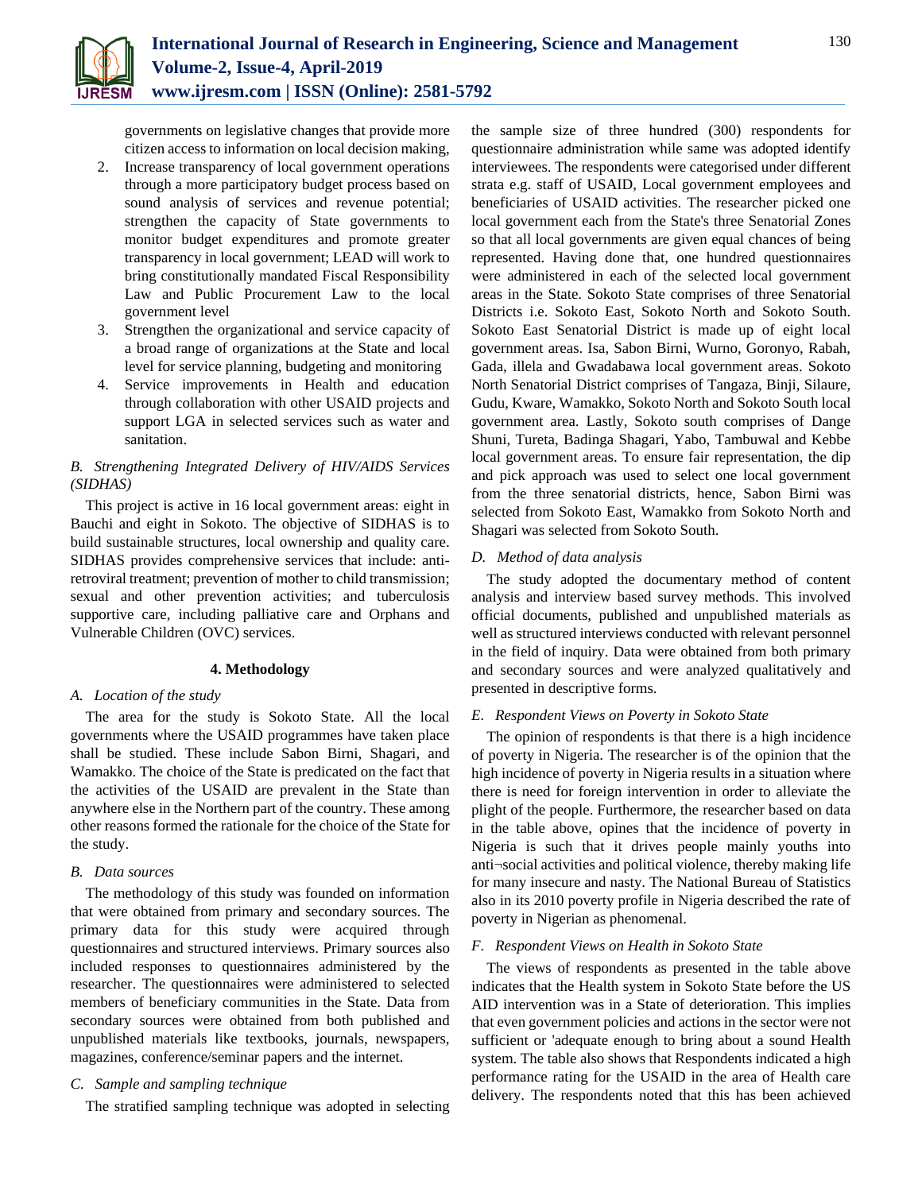governments on legislative changes that provide more citizen access to information on local decision making,

2. Increase transparency of local government operations through a more participatory budget process based on sound analysis of services and revenue potential; strengthen the capacity of State governments to monitor budget expenditures and promote greater transparency in local government; LEAD will work to bring constitutionally mandated Fiscal Responsibility Law and Public Procurement Law to the local government level
3. Strengthen the organizational and service capacity of a broad range of organizations at the State and local level for service planning, budgeting and monitoring
4. Service improvements in Health and education through collaboration with other USAID projects and support LGA in selected services such as water and sanitation.

### *B. Strengthening Integrated Delivery of HIV/AIDS Services (SIDHAS)*

This project is active in 16 local government areas: eight in Bauchi and eight in Sokoto. The objective of SIDHAS is to build sustainable structures, local ownership and quality care. SIDHAS provides comprehensive services that include: anti-retroviral treatment; prevention of mother to child transmission; sexual and other prevention activities; and tuberculosis supportive care, including palliative care and Orphans and Vulnerable Children (OVC) services.

## 4. Methodology

### *A. Location of the study*

The area for the study is Sokoto State. All the local governments where the USAID programmes have taken place shall be studied. These include Sabon Birni, Shagari, and Wamakko. The choice of the State is predicated on the fact that the activities of the USAID are prevalent in the State than anywhere else in the Northern part of the country. These among other reasons formed the rationale for the choice of the State for the study.

### *B. Data sources*

The methodology of this study was founded on information that were obtained from primary and secondary sources. The primary data for this study were acquired through questionnaires and structured interviews. Primary sources also included responses to questionnaires administered by the researcher. The questionnaires were administered to selected members of beneficiary communities in the State. Data from secondary sources were obtained from both published and unpublished materials like textbooks, journals, newspapers, magazines, conference/seminar papers and the internet.

### *C. Sample and sampling technique*

The stratified sampling technique was adopted in selecting the sample size of three hundred (300) respondents for questionnaire administration while same was adopted identify interviewees. The respondents were categorised under different strata e.g. staff of USAID, Local government employees and beneficiaries of USAID activities. The researcher picked one local government each from the State's three Senatorial Zones so that all local governments are given equal chances of being represented. Having done that, one hundred questionnaires were administered in each of the selected local government areas in the State. Sokoto State comprises of three Senatorial Districts i.e. Sokoto East, Sokoto North and Sokoto South. Sokoto East Senatorial District is made up of eight local government areas. Isa, Sabon Birni, Wurno, Goronyo, Rabah, Gada, illela and Gwadabawa local government areas. Sokoto North Senatorial District comprises of Tangaza, Binji, Silaure, Gudu, Kware, Wamakko, Sokoto North and Sokoto South local government area. Lastly, Sokoto south comprises of Dange Shuni, Tureta, Badinga Shagari, Yabo, Tambuwal and Kebbe local government areas. To ensure fair representation, the dip and pick approach was used to select one local government from the three senatorial districts, hence, Sabon Birni was selected from Sokoto East, Wamakko from Sokoto North and Shagari was selected from Sokoto South.

### *D. Method of data analysis*

The study adopted the documentary method of content analysis and interview based survey methods. This involved official documents, published and unpublished materials as well as structured interviews conducted with relevant personnel in the field of inquiry. Data were obtained from both primary and secondary sources and were analyzed qualitatively and presented in descriptive forms.

### *E. Respondent Views on Poverty in Sokoto State*

The opinion of respondents is that there is a high incidence of poverty in Nigeria. The researcher is of the opinion that the high incidence of poverty in Nigeria results in a situation where there is need for foreign intervention in order to alleviate the plight of the people. Furthermore, the researcher based on data in the table above, opines that the incidence of poverty in Nigeria is such that it drives people mainly youths into anti¬social activities and political violence, thereby making life for many insecure and nasty. The National Bureau of Statistics also in its 2010 poverty profile in Nigeria described the rate of poverty in Nigerian as phenomenal.

### *F. Respondent Views on Health in Sokoto State*

The views of respondents as presented in the table above indicates that the Health system in Sokoto State before the US AID intervention was in a State of deterioration. This implies that even government policies and actions in the sector were not sufficient or 'adequate enough to bring about a sound Health system. The table also shows that Respondents indicated a high performance rating for the USAID in the area of Health care delivery. The respondents noted that this has been achieved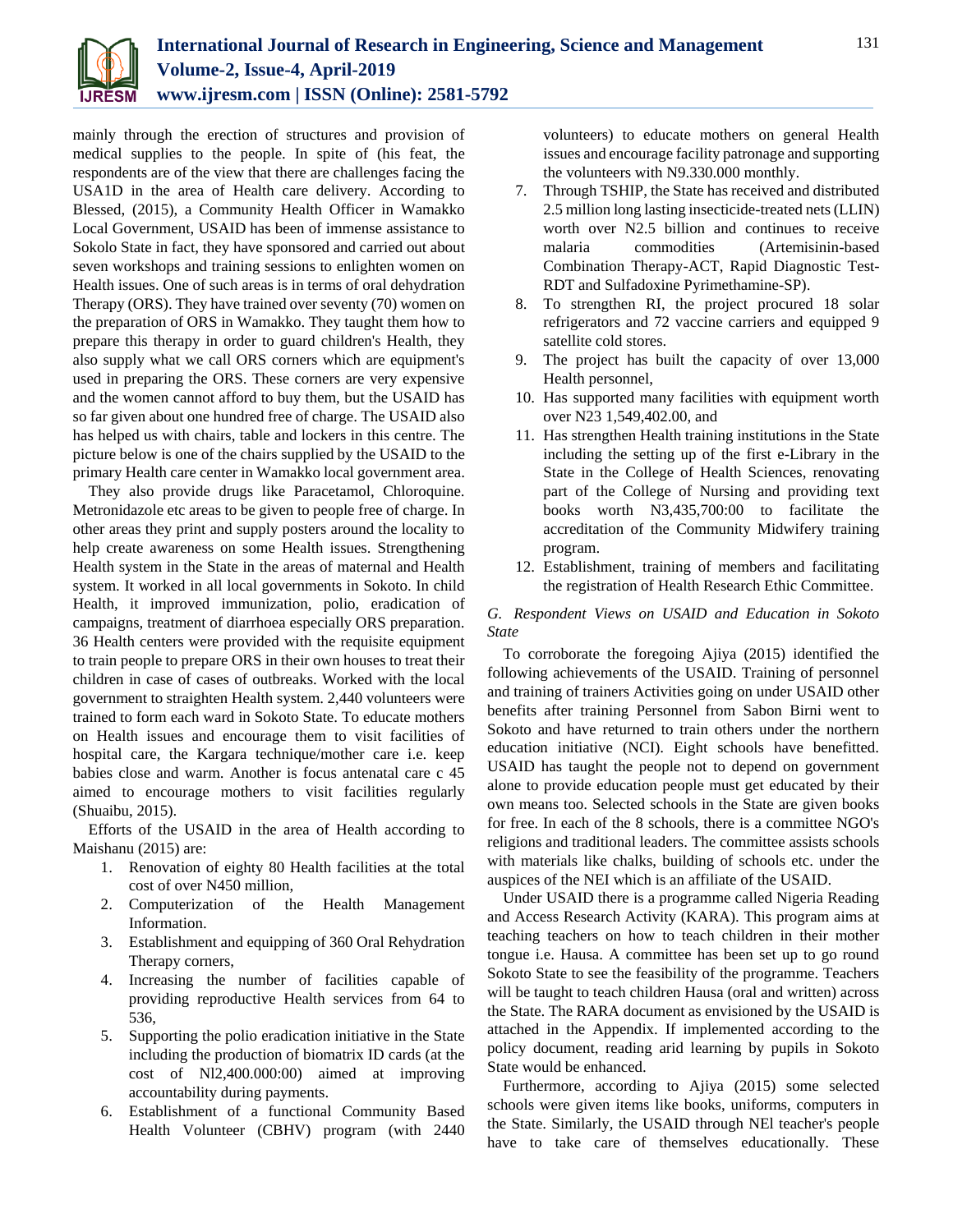mainly through the erection of structures and provision of medical supplies to the people. In spite of (his feat, the respondents are of the view that there are challenges facing the USA1D in the area of Health care delivery. According to Blessed, (2015), a Community Health Officer in Wamakko Local Government, USAID has been of immense assistance to Sokolo State in fact, they have sponsored and carried out about seven workshops and training sessions to enlighten women on Health issues. One of such areas is in terms of oral dehydration Therapy (ORS). They have trained over seventy (70) women on the preparation of ORS in Wamakko. They taught them how to prepare this therapy in order to guard children's Health, they also supply what we call ORS corners which are equipment's used in preparing the ORS. These corners are very expensive and the women cannot afford to buy them, but the USAID has so far given about one hundred free of charge. The USAID also has helped us with chairs, table and lockers in this centre. The picture below is one of the chairs supplied by the USAID to the primary Health care center in Wamakko local government area.

They also provide drugs like Paracetamol, Chloroquine. Metronidazole etc areas to be given to people free of charge. In other areas they print and supply posters around the locality to help create awareness on some Health issues. Strengthening Health system in the State in the areas of maternal and Health system. It worked in all local governments in Sokoto. In child Health, it improved immunization, polio, eradication of campaigns, treatment of diarrhoea especially ORS preparation. 36 Health centers were provided with the requisite equipment to train people to prepare ORS in their own houses to treat their children in case of cases of outbreaks. Worked with the local government to straighten Health system. 2,440 volunteers were trained to form each ward in Sokoto State. To educate mothers on Health issues and encourage them to visit facilities of hospital care, the Kargara technique/mother care i.e. keep babies close and warm. Another is focus antenatal care c 45 aimed to encourage mothers to visit facilities regularly (Shuaibu, 2015).

Efforts of the USAID in the area of Health according to Maishanu (2015) are:

1. Renovation of eighty 80 Health facilities at the total cost of over N450 million,
2. Computerization of the Health Management Information.
3. Establishment and equipping of 360 Oral Rehydration Therapy corners,
4. Increasing the number of facilities capable of providing reproductive Health services from 64 to 536,
5. Supporting the polio eradication initiative in the State including the production of biomatrix ID cards (at the cost of Nl2,400.000:00) aimed at improving accountability during payments.
6. Establishment of a functional Community Based Health Volunteer (CBHV) program (with 2440 volunteers) to educate mothers on general Health issues and encourage facility patronage and supporting the volunteers with N9.330.000 monthly.
7. Through TSHIP, the State has received and distributed 2.5 million long lasting insecticide-treated nets (LLIN) worth over N2.5 billion and continues to receive malaria commodities (Artemisinin-based Combination Therapy-ACT, Rapid Diagnostic Test-RDT and Sulfadoxine Pyrimethamine-SP).
8. To strengthen RI, the project procured 18 solar refrigerators and 72 vaccine carriers and equipped 9 satellite cold stores.
9. The project has built the capacity of over 13,000 Health personnel,
10. Has supported many facilities with equipment worth over N23 1,549,402.00, and
11. Has strengthen Health training institutions in the State including the setting up of the first e-Library in the State in the College of Health Sciences, renovating part of the College of Nursing and providing text books worth N3,435,700:00 to facilitate the accreditation of the Community Midwifery training program.
12. Establishment, training of members and facilitating the registration of Health Research Ethic Committee.

### *G. Respondent Views on USAID and Education in Sokoto State*

To corroborate the foregoing Ajiya (2015) identified the following achievements of the USAID. Training of personnel and training of trainers Activities going on under USAID other benefits after training Personnel from Sabon Birni went to Sokoto and have returned to train others under the northern education initiative (NCI). Eight schools have benefitted. USAID has taught the people not to depend on government alone to provide education people must get educated by their own means too. Selected schools in the State are given books for free. In each of the 8 schools, there is a committee NGO's religions and traditional leaders. The committee assists schools with materials like chalks, building of schools etc. under the auspices of the NEI which is an affiliate of the USAID.

Under USAID there is a programme called Nigeria Reading and Access Research Activity (KARA). This program aims at teaching teachers on how to teach children in their mother tongue i.e. Hausa. A committee has been set up to go round Sokoto State to see the feasibility of the programme. Teachers will be taught to teach children Hausa (oral and written) across the State. The RARA document as envisioned by the USAID is attached in the Appendix. If implemented according to the policy document, reading arid learning by pupils in Sokoto State would be enhanced.

Furthermore, according to Ajiya (2015) some selected schools were given items like books, uniforms, computers in the State. Similarly, the USAID through NEl teacher's people have to take care of themselves educationally. These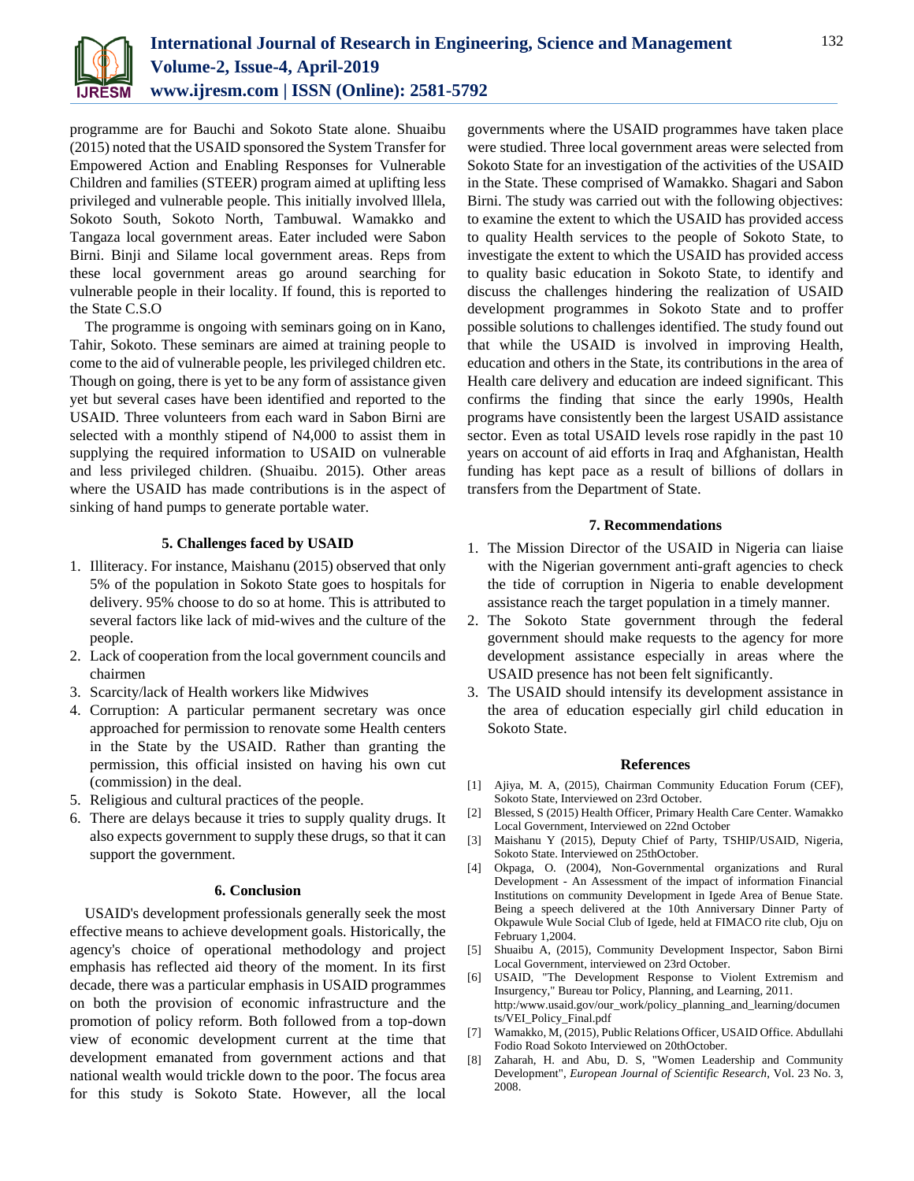programme are for Bauchi and Sokoto State alone. Shuaibu (2015) noted that the USAID sponsored the System Transfer for Empowered Action and Enabling Responses for Vulnerable Children and families (STEER) program aimed at uplifting less privileged and vulnerable people. This initially involved lllela, Sokoto South, Sokoto North, Tambuwal. Wamakko and Tangaza local government areas. Eater included were Sabon Birni. Binji and Silame local government areas. Reps from these local government areas go around searching for vulnerable people in their locality. If found, this is reported to the State C.S.O

The programme is ongoing with seminars going on in Kano, Tahir, Sokoto. These seminars are aimed at training people to come to the aid of vulnerable people, les privileged children etc. Though on going, there is yet to be any form of assistance given yet but several cases have been identified and reported to the USAID. Three volunteers from each ward in Sabon Birni are selected with a monthly stipend of N4,000 to assist them in supplying the required information to USAID on vulnerable and less privileged children. (Shuaibu. 2015). Other areas where the USAID has made contributions is in the aspect of sinking of hand pumps to generate portable water.

## 5. Challenges faced by USAID

1. Illiteracy. For instance, Maishanu (2015) observed that only 5% of the population in Sokoto State goes to hospitals for delivery. 95% choose to do so at home. This is attributed to several factors like lack of mid-wives and the culture of the people.
2. Lack of cooperation from the local government councils and chairmen
3. Scarcity/lack of Health workers like Midwives
4. Corruption: A particular permanent secretary was once approached for permission to renovate some Health centers in the State by the USAID. Rather than granting the permission, this official insisted on having his own cut (commission) in the deal.
5. Religious and cultural practices of the people.
6. There are delays because it tries to supply quality drugs. It also expects government to supply these drugs, so that it can support the government.

## 6. Conclusion

USAID's development professionals generally seek the most effective means to achieve development goals. Historically, the agency's choice of operational methodology and project emphasis has reflected aid theory of the moment. In its first decade, there was a particular emphasis in USAID programmes on both the provision of economic infrastructure and the promotion of policy reform. Both followed from a top-down view of economic development current at the time that development emanated from government actions and that national wealth would trickle down to the poor. The focus area for this study is Sokoto State. However, all the local governments where the USAID programmes have taken place were studied. Three local government areas were selected from Sokoto State for an investigation of the activities of the USAID in the State. These comprised of Wamakko. Shagari and Sabon Birni. The study was carried out with the following objectives: to examine the extent to which the USAID has provided access to quality Health services to the people of Sokoto State, to investigate the extent to which the USAID has provided access to quality basic education in Sokoto State, to identify and discuss the challenges hindering the realization of USAID development programmes in Sokoto State and to proffer possible solutions to challenges identified. The study found out that while the USAID is involved in improving Health, education and others in the State, its contributions in the area of Health care delivery and education are indeed significant. This confirms the finding that since the early 1990s, Health programs have consistently been the largest USAID assistance sector. Even as total USAID levels rose rapidly in the past 10 years on account of aid efforts in Iraq and Afghanistan, Health funding has kept pace as a result of billions of dollars in transfers from the Department of State.

## 7. Recommendations

1. The Mission Director of the USAID in Nigeria can liaise with the Nigerian government anti-graft agencies to check the tide of corruption in Nigeria to enable development assistance reach the target population in a timely manner.
2. The Sokoto State government through the federal government should make requests to the agency for more development assistance especially in areas where the USAID presence has not been felt significantly.
3. The USAID should intensify its development assistance in the area of education especially girl child education in Sokoto State.

## References

[1] Ajiya, M. A, (2015), Chairman Community Education Forum (CEF), Sokoto State, Interviewed on 23rd October.

[2] Blessed, S (2015) Health Officer, Primary Health Care Center. Wamakko Local Government, Interviewed on 22nd October

[3] Maishanu Y (2015), Deputy Chief of Party, TSHIP/USAID, Nigeria, Sokoto State. Interviewed on 25thOctober.

[4] Okpaga, O. (2004), Non-Governmental organizations and Rural Development - An Assessment of the impact of information Financial Institutions on community Development in Igede Area of Benue State. Being a speech delivered at the 10th Anniversary Dinner Party of Okpawule Wule Social Club of Igede, held at FIMACO rite club, Oju on February 1,2004.

[5] Shuaibu A, (2015), Community Development Inspector, Sabon Birni Local Government, interviewed on 23rd October.

[6] USAID, "The Development Response to Violent Extremism and Insurgency," Bureau tor Policy, Planning, and Learning, 2011. http:www.usaid.gov/our_work/policy_planning_and_learning/documents/VEI_Policy_Final.pdf

[7] Wamakko, M, (2015), Public Relations Officer, USAID Office. Abdullahi Fodio Road Sokoto Interviewed on 20thOctober.

[8] Zaharah, H. and Abu, D. S, "Women Leadership and Community Development", *European Journal of Scientific Research*, Vol. 23 No. 3, 2008.